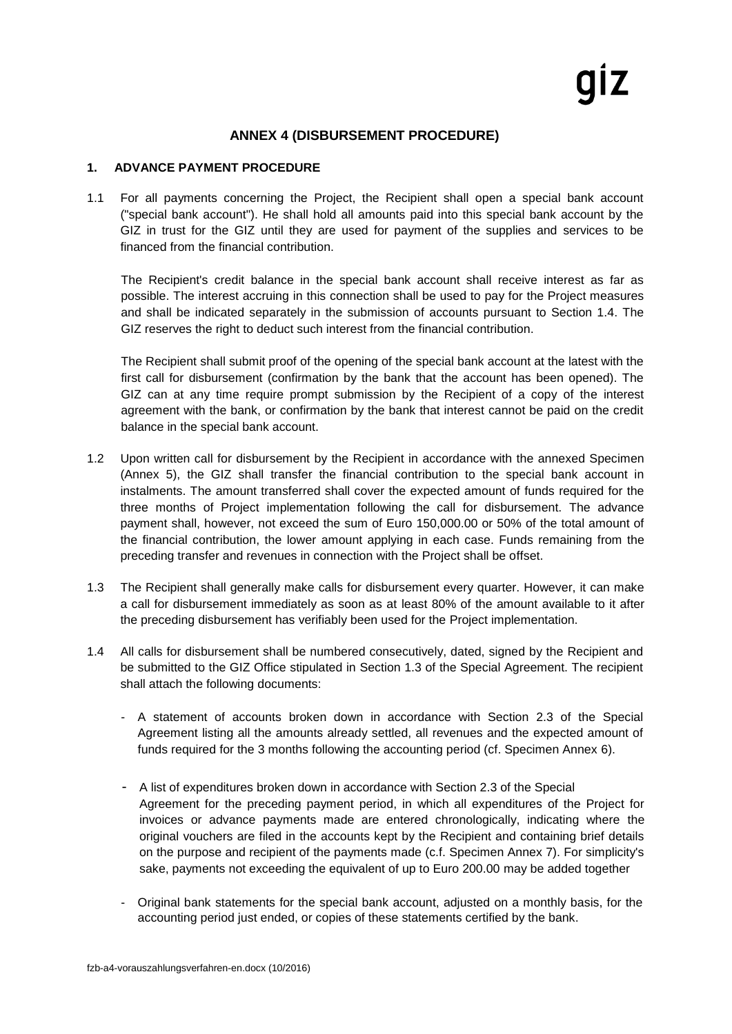# ANNEX 4 (DISBURSEMENT PROCEDURE)

## 1. ADVANCE PAYMENT PROCEDURE

1.1 For all payments concerning the Project, the Recipient shall open a special bank account ("special bank account"). He shall hold all amounts paid into this special bank account by the GIZ in trust for the GIZ until they are used for payment of the supplies and services to be financed from the financial contribution.

The Recipient's credit balance in the special bank account shall receive interest as far as possible. The interest accruing in this connection shall be used to pay for the Project measures and shall be indicated separately in the submission of accounts pursuant to Section 1.4. The GIZ reserves the right to deduct such interest from the financial contribution.

The Recipient shall submit proof of the opening of the special bank account at the latest with the first call for disbursement (confirmation by the bank that the account has been opened). The GIZ can at any time require prompt submission by the Recipient of a copy of the interest agreement with the bank, or confirmation by the bank that interest cannot be paid on the credit balance in the special bank account.

1.2 Upon written call for disbursement by the Recipient in accordance with the annexed Specimen (Annex 5), the GIZ shall transfer the financial contribution to the special bank account in instalments. The amount transferred shall cover the expected amount of funds required for the three months of Project implementation following the call for disbursement. The advance payment shall, however, not exceed the sum of Euro 150,000.00 or 50% of the total amount of the financial contribution, the lower amount applying in each case. Funds remaining from the preceding transfer and revenues in connection with the Project shall be offset.

1.3 The Recipient shall generally make calls for disbursement every quarter. However, it can make a call for disbursement immediately as soon as at least 80% of the amount available to it after the preceding disbursement has verifiably been used for the Project implementation.

1.4 All calls for disbursement shall be numbered consecutively, dated, signed by the Recipient and be submitted to the GIZ Office stipulated in Section 1.3 of the Special Agreement. The recipient shall attach the following documents:

- A statement of accounts broken down in accordance with Section 2.3 of the Special Agreement listing all the amounts already settled, all revenues and the expected amount of funds required for the 3 months following the accounting period (cf. Specimen Annex 6).
- A list of expenditures broken down in accordance with Section 2.3 of the Special Agreement for the preceding payment period, in which all expenditures of the Project for invoices or advance payments made are entered chronologically, indicating where the original vouchers are filed in the accounts kept by the Recipient and containing brief details on the purpose and recipient of the payments made (c.f. Specimen Annex 7). For simplicity's sake, payments not exceeding the equivalent of up to Euro 200.00 may be added together
- Original bank statements for the special bank account, adjusted on a monthly basis, for the accounting period just ended, or copies of these statements certified by the bank.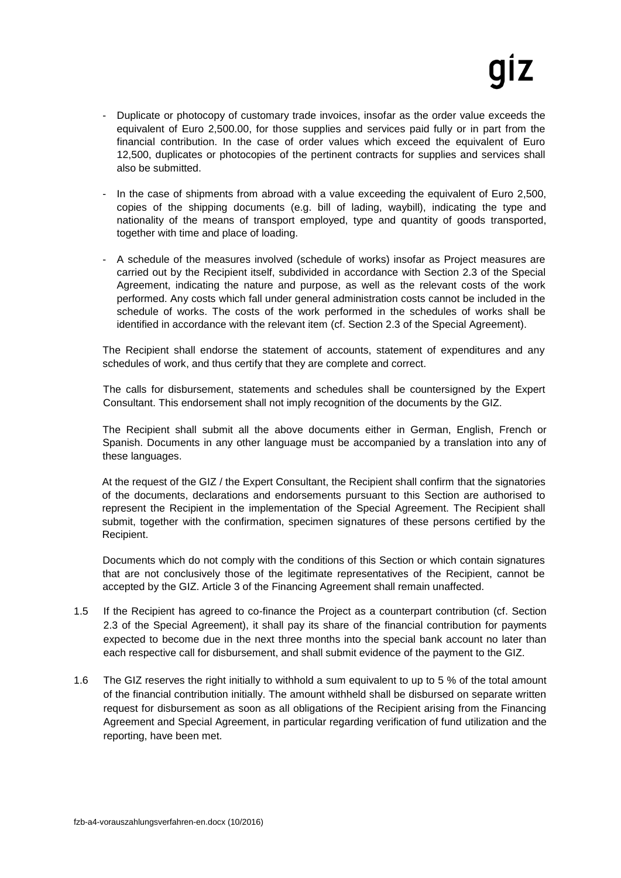- Duplicate or photocopy of customary trade invoices, insofar as the order value exceeds the equivalent of Euro 2,500.00, for those supplies and services paid fully or in part from the financial contribution. In the case of order values which exceed the equivalent of Euro 12,500, duplicates or photocopies of the pertinent contracts for supplies and services shall also be submitted.

- In the case of shipments from abroad with a value exceeding the equivalent of Euro 2,500, copies of the shipping documents (e.g. bill of lading, waybill), indicating the type and nationality of the means of transport employed, type and quantity of goods transported, together with time and place of loading.

- A schedule of the measures involved (schedule of works) insofar as Project measures are carried out by the Recipient itself, subdivided in accordance with Section 2.3 of the Special Agreement, indicating the nature and purpose, as well as the relevant costs of the work performed. Any costs which fall under general administration costs cannot be included in the schedule of works. The costs of the work performed in the schedules of works shall be identified in accordance with the relevant item (cf. Section 2.3 of the Special Agreement).

The Recipient shall endorse the statement of accounts, statement of expenditures and any schedules of work, and thus certify that they are complete and correct.

The calls for disbursement, statements and schedules shall be countersigned by the Expert Consultant. This endorsement shall not imply recognition of the documents by the GIZ.

The Recipient shall submit all the above documents either in German, English, French or Spanish. Documents in any other language must be accompanied by a translation into any of these languages.

At the request of the GIZ / the Expert Consultant, the Recipient shall confirm that the signatories of the documents, declarations and endorsements pursuant to this Section are authorised to represent the Recipient in the implementation of the Special Agreement. The Recipient shall submit, together with the confirmation, specimen signatures of these persons certified by the Recipient.

Documents which do not comply with the conditions of this Section or which contain signatures that are not conclusively those of the legitimate representatives of the Recipient, cannot be accepted by the GIZ. Article 3 of the Financing Agreement shall remain unaffected.

1.5 If the Recipient has agreed to co-finance the Project as a counterpart contribution (cf. Section 2.3 of the Special Agreement), it shall pay its share of the financial contribution for payments expected to become due in the next three months into the special bank account no later than each respective call for disbursement, and shall submit evidence of the payment to the GIZ.

1.6 The GIZ reserves the right initially to withhold a sum equivalent to up to 5 % of the total amount of the financial contribution initially. The amount withheld shall be disbursed on separate written request for disbursement as soon as all obligations of the Recipient arising from the Financing Agreement and Special Agreement, in particular regarding verification of fund utilization and the reporting, have been met.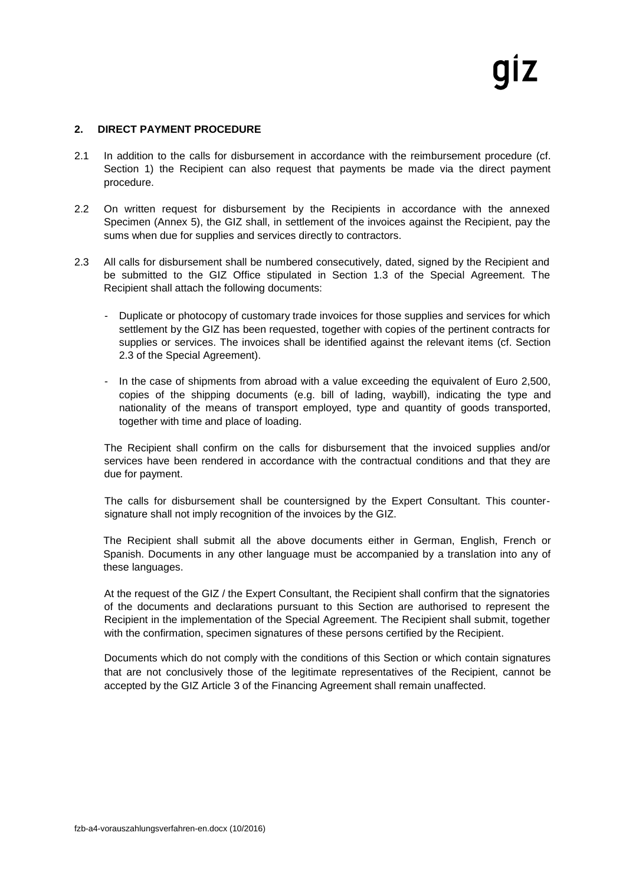## 2. DIRECT PAYMENT PROCEDURE

2.1 In addition to the calls for disbursement in accordance with the reimbursement procedure (cf. Section 1) the Recipient can also request that payments be made via the direct payment procedure.

2.2 On written request for disbursement by the Recipients in accordance with the annexed Specimen (Annex 5), the GIZ shall, in settlement of the invoices against the Recipient, pay the sums when due for supplies and services directly to contractors.

2.3 All calls for disbursement shall be numbered consecutively, dated, signed by the Recipient and be submitted to the GIZ Office stipulated in Section 1.3 of the Special Agreement. The Recipient shall attach the following documents:

- Duplicate or photocopy of customary trade invoices for those supplies and services for which settlement by the GIZ has been requested, together with copies of the pertinent contracts for supplies or services. The invoices shall be identified against the relevant items (cf. Section 2.3 of the Special Agreement).
- In the case of shipments from abroad with a value exceeding the equivalent of Euro 2,500, copies of the shipping documents (e.g. bill of lading, waybill), indicating the type and nationality of the means of transport employed, type and quantity of goods transported, together with time and place of loading.

The Recipient shall confirm on the calls for disbursement that the invoiced supplies and/or services have been rendered in accordance with the contractual conditions and that they are due for payment.

The calls for disbursement shall be countersigned by the Expert Consultant. This counter-signature shall not imply recognition of the invoices by the GIZ.

The Recipient shall submit all the above documents either in German, English, French or Spanish. Documents in any other language must be accompanied by a translation into any of these languages.

At the request of the GIZ / the Expert Consultant, the Recipient shall confirm that the signatories of the documents and declarations pursuant to this Section are authorised to represent the Recipient in the implementation of the Special Agreement. The Recipient shall submit, together with the confirmation, specimen signatures of these persons certified by the Recipient.

Documents which do not comply with the conditions of this Section or which contain signatures that are not conclusively those of the legitimate representatives of the Recipient, cannot be accepted by the GIZ Article 3 of the Financing Agreement shall remain unaffected.